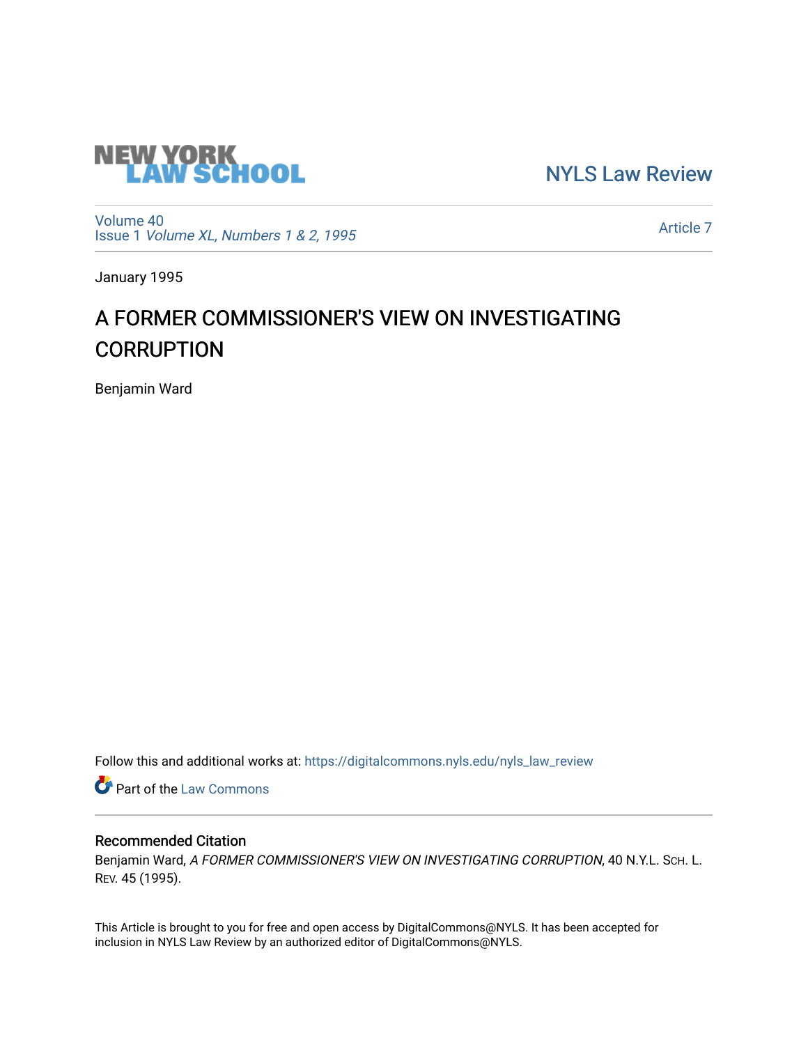NEW YORK LAW SCHOOL

NYLS Law Review

Volume 40
Issue 1 *Volume XL, Numbers 1 & 2, 1995*

Article 7

January 1995

# A FORMER COMMISSIONER'S VIEW ON INVESTIGATING CORRUPTION

Benjamin Ward

Follow this and additional works at: https://digitalcommons.nyls.edu/nyls_law_review

Part of the Law Commons

## Recommended Citation

Benjamin Ward, *A FORMER COMMISSIONER'S VIEW ON INVESTIGATING CORRUPTION*, 40 N.Y.L. Sch. L. Rev. 45 (1995).

This Article is brought to you for free and open access by DigitalCommons@NYLS. It has been accepted for inclusion in NYLS Law Review by an authorized editor of DigitalCommons@NYLS.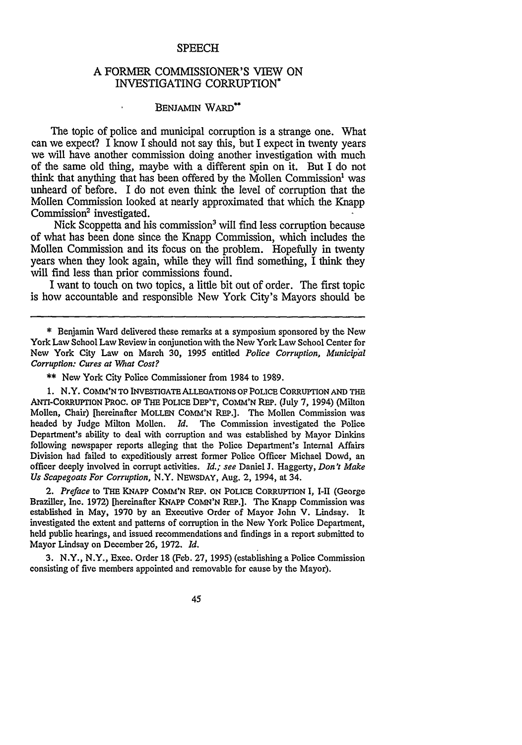SPEECH

# A FORMER COMMISSIONER'S VIEW ON INVESTIGATING CORRUPTION*

BENJAMIN WARD**

The topic of police and municipal corruption is a strange one. What can we expect? I know I should not say this, but I expect in twenty years we will have another commission doing another investigation with much of the same old thing, maybe with a different spin on it. But I do not think that anything that has been offered by the Mollen Commission[1] was unheard of before. I do not even think the level of corruption that the Mollen Commission looked at nearly approximated that which the Knapp Commission[2] investigated.

Nick Scoppetta and his commission[3] will find less corruption because of what has been done since the Knapp Commission, which includes the Mollen Commission and its focus on the problem. Hopefully in twenty years when they look again, while they will find something, I think they will find less than prior commissions found.

I want to touch on two topics, a little bit out of order. The first topic is how accountable and responsible New York City's Mayors should be

---

\* Benjamin Ward delivered these remarks at a symposium sponsored by the New York Law School Law Review in conjunction with the New York Law School Center for New York City Law on March 30, 1995 entitled *Police Corruption, Municipal Corruption: Cures at What Cost?*

\*\* New York City Police Commissioner from 1984 to 1989.

1. N.Y. COMM'N TO INVESTIGATE ALLEGATIONS OF POLICE CORRUPTION AND THE ANTI-CORRUPTION PROC. OF THE POLICE DEP'T, COMM'N REP. (July 7, 1994) (Milton Mollen, Chair) [hereinafter MOLLEN COMM'N REP.]. The Mollen Commission was headed by Judge Milton Mollen. *Id.* The Commission investigated the Police Department's ability to deal with corruption and was established by Mayor Dinkins following newspaper reports alleging that the Police Department's Internal Affairs Division had failed to expeditiously arrest former Police Officer Michael Dowd, an officer deeply involved in corrupt activities. *Id.*; *see* Daniel J. Haggerty, *Don't Make Us Scapegoats For Corruption*, N.Y. NEWSDAY, Aug. 2, 1994, at 34.

2. *Preface* to THE KNAPP COMM'N REP. ON POLICE CORRUPTION I, I-II (George Braziller, Inc. 1972) [hereinafter KNAPP COMM'N REP.]. The Knapp Commission was established in May, 1970 by an Executive Order of Mayor John V. Lindsay. It investigated the extent and patterns of corruption in the New York Police Department, held public hearings, and issued recommendations and findings in a report submitted to Mayor Lindsay on December 26, 1972. *Id.*

3. N.Y., N.Y., Exec. Order 18 (Feb. 27, 1995) (establishing a Police Commission consisting of five members appointed and removable for cause by the Mayor).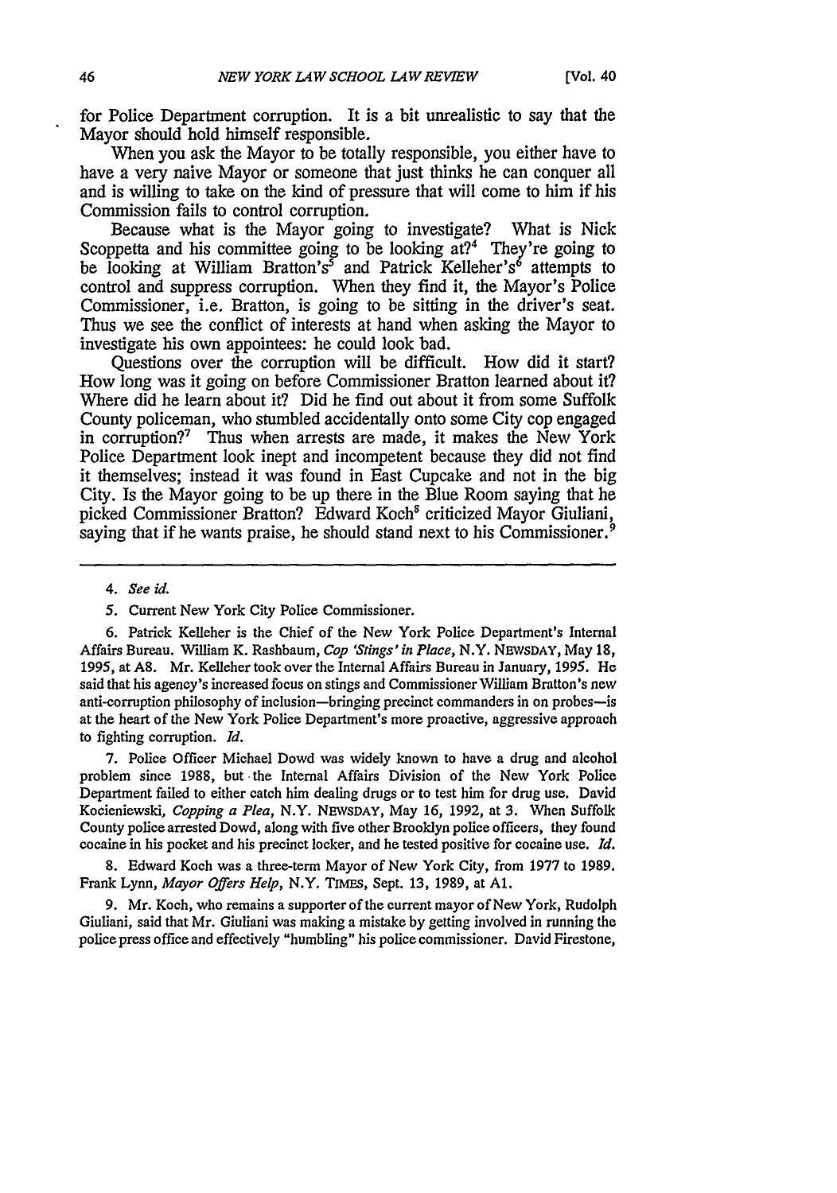for Police Department corruption. It is a bit unrealistic to say that the Mayor should hold himself responsible.

When you ask the Mayor to be totally responsible, you either have to have a very naive Mayor or someone that just thinks he can conquer all and is willing to take on the kind of pressure that will come to him if his Commission fails to control corruption.

Because what is the Mayor going to investigate? What is Nick Scoppetta and his committee going to be looking at?[4] They're going to be looking at William Bratton's[5] and Patrick Kelleher's[6] attempts to control and suppress corruption. When they find it, the Mayor's Police Commissioner, i.e. Bratton, is going to be sitting in the driver's seat. Thus we see the conflict of interests at hand when asking the Mayor to investigate his own appointees: he could look bad.

Questions over the corruption will be difficult. How did it start? How long was it going on before Commissioner Bratton learned about it? Where did he learn about it? Did he find out about it from some Suffolk County policeman, who stumbled accidentally onto some City cop engaged in corruption?[7] Thus when arrests are made, it makes the New York Police Department look inept and incompetent because they did not find it themselves; instead it was found in East Cupcake and not in the big City. Is the Mayor going to be up there in the Blue Room saying that he picked Commissioner Bratton? Edward Koch[8] criticized Mayor Giuliani, saying that if he wants praise, he should stand next to his Commissioner.[9]

---

4. *See id.*

5. Current New York City Police Commissioner.

6. Patrick Kelleher is the Chief of the New York Police Department's Internal Affairs Bureau. William K. Rashbaum, *Cop 'Stings' in Place*, N.Y. NEWSDAY, May 18, 1995, at A8. Mr. Kelleher took over the Internal Affairs Bureau in January, 1995. He said that his agency's increased focus on stings and Commissioner William Bratton's new anti-corruption philosophy of inclusion—bringing precinct commanders in on probes—is at the heart of the New York Police Department's more proactive, aggressive approach to fighting corruption. *Id.*

7. Police Officer Michael Dowd was widely known to have a drug and alcohol problem since 1988, but the Internal Affairs Division of the New York Police Department failed to either catch him dealing drugs or to test him for drug use. David Kocieniewski, *Copping a Plea*, N.Y. NEWSDAY, May 16, 1992, at 3. When Suffolk County police arrested Dowd, along with five other Brooklyn police officers, they found cocaine in his pocket and his precinct locker, and he tested positive for cocaine use. *Id.*

8. Edward Koch was a three-term Mayor of New York City, from 1977 to 1989. Frank Lynn, *Mayor Offers Help*, N.Y. TIMES, Sept. 13, 1989, at A1.

9. Mr. Koch, who remains a supporter of the current mayor of New York, Rudolph Giuliani, said that Mr. Giuliani was making a mistake by getting involved in running the police press office and effectively "humbling" his police commissioner. David Firestone,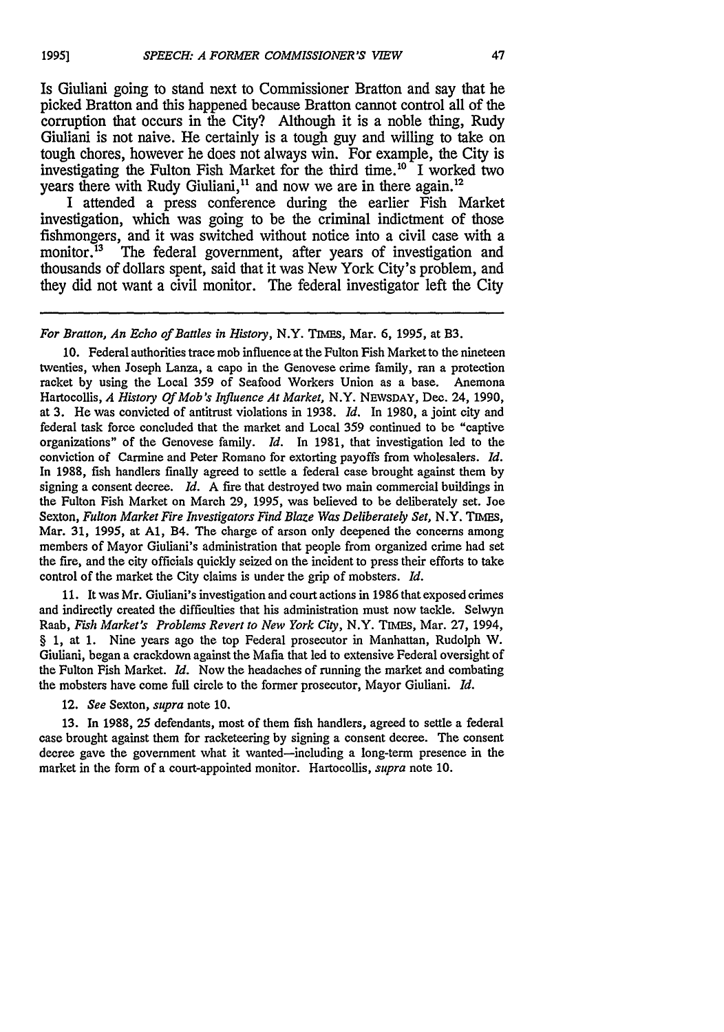Is Giuliani going to stand next to Commissioner Bratton and say that he picked Bratton and this happened because Bratton cannot control all of the corruption that occurs in the City? Although it is a noble thing, Rudy Giuliani is not naive. He certainly is a tough guy and willing to take on tough chores, however he does not always win. For example, the City is investigating the Fulton Fish Market for the third time.[10] I worked two years there with Rudy Giuliani,[11] and now we are in there again.[12]

I attended a press conference during the earlier Fish Market investigation, which was going to be the criminal indictment of those fishmongers, and it was switched without notice into a civil case with a monitor.[13] The federal government, after years of investigation and thousands of dollars spent, said that it was New York City's problem, and they did not want a civil monitor. The federal investigator left the City

---

*For Bratton, An Echo of Battles in History*, N.Y. TIMES, Mar. 6, 1995, at B3.

10. Federal authorities trace mob influence at the Fulton Fish Market to the nineteen twenties, when Joseph Lanza, a capo in the Genovese crime family, ran a protection racket by using the Local 359 of Seafood Workers Union as a base. Anemona Hartocollis, *A History Of Mob's Influence At Market*, N.Y. NEWSDAY, Dec. 24, 1990, at 3. He was convicted of antitrust violations in 1938. *Id.* In 1980, a joint city and federal task force concluded that the market and Local 359 continued to be "captive organizations" of the Genovese family. *Id.* In 1981, that investigation led to the conviction of Carmine and Peter Romano for extorting payoffs from wholesalers. *Id.* In 1988, fish handlers finally agreed to settle a federal case brought against them by signing a consent decree. *Id.* A fire that destroyed two main commercial buildings in the Fulton Fish Market on March 29, 1995, was believed to be deliberately set. Joe Sexton, *Fulton Market Fire Investigators Find Blaze Was Deliberately Set*, N.Y. TIMES, Mar. 31, 1995, at A1, B4. The charge of arson only deepened the concerns among members of Mayor Giuliani's administration that people from organized crime had set the fire, and the city officials quickly seized on the incident to press their efforts to take control of the market the City claims is under the grip of mobsters. *Id.*

11. It was Mr. Giuliani's investigation and court actions in 1986 that exposed crimes and indirectly created the difficulties that his administration must now tackle. Selwyn Raab, *Fish Market's Problems Revert to New York City*, N.Y. TIMES, Mar. 27, 1994, § 1, at 1. Nine years ago the top Federal prosecutor in Manhattan, Rudolph W. Giuliani, began a crackdown against the Mafia that led to extensive Federal oversight of the Fulton Fish Market. *Id.* Now the headaches of running the market and combating the mobsters have come full circle to the former prosecutor, Mayor Giuliani. *Id.*

12. *See* Sexton, *supra* note 10.

13. In 1988, 25 defendants, most of them fish handlers, agreed to settle a federal case brought against them for racketeering by signing a consent decree. The consent decree gave the government what it wanted—including a long-term presence in the market in the form of a court-appointed monitor. Hartocollis, *supra* note 10.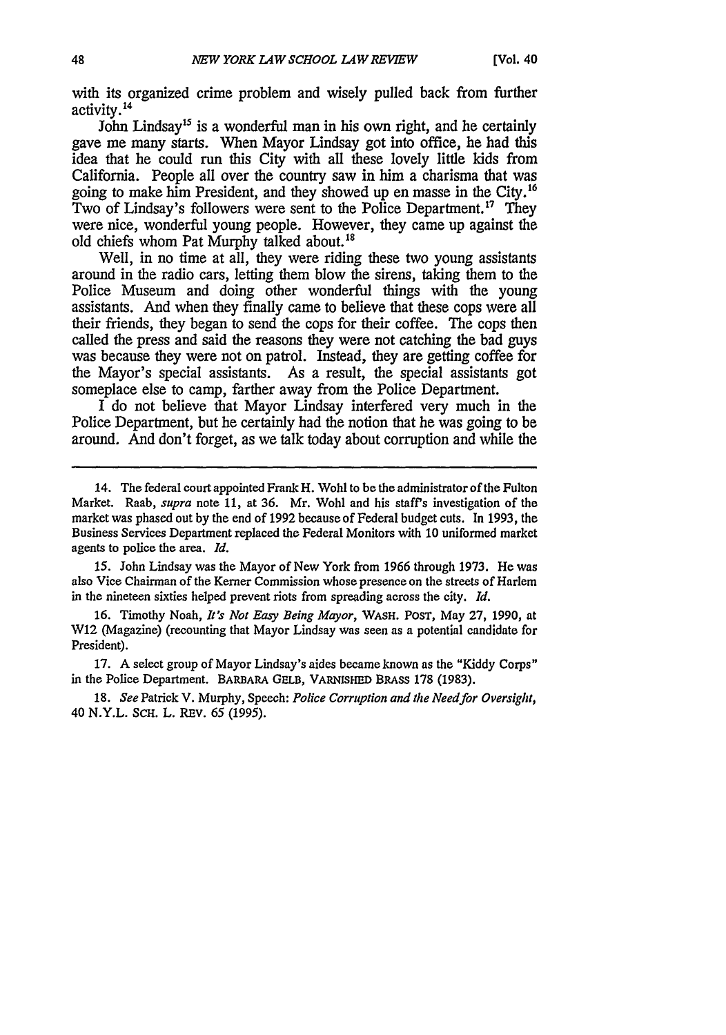with its organized crime problem and wisely pulled back from further activity.[14]

John Lindsay[15] is a wonderful man in his own right, and he certainly gave me many starts. When Mayor Lindsay got into office, he had this idea that he could run this City with all these lovely little kids from California. People all over the country saw in him a charisma that was going to make him President, and they showed up en masse in the City.[16] Two of Lindsay's followers were sent to the Police Department.[17] They were nice, wonderful young people. However, they came up against the old chiefs whom Pat Murphy talked about.[18]

Well, in no time at all, they were riding these two young assistants around in the radio cars, letting them blow the sirens, taking them to the Police Museum and doing other wonderful things with the young assistants. And when they finally came to believe that these cops were all their friends, they began to send the cops for their coffee. The cops then called the press and said the reasons they were not catching the bad guys was because they were not on patrol. Instead, they are getting coffee for the Mayor's special assistants. As a result, the special assistants got someplace else to camp, farther away from the Police Department.

I do not believe that Mayor Lindsay interfered very much in the Police Department, but he certainly had the notion that he was going to be around. And don't forget, as we talk today about corruption and while the

---

14. The federal court appointed Frank H. Wohl to be the administrator of the Fulton Market. Raab, *supra* note 11, at 36. Mr. Wohl and his staff's investigation of the market was phased out by the end of 1992 because of Federal budget cuts. In 1993, the Business Services Department replaced the Federal Monitors with 10 uniformed market agents to police the area. *Id.*

15. John Lindsay was the Mayor of New York from 1966 through 1973. He was also Vice Chairman of the Kerner Commission whose presence on the streets of Harlem in the nineteen sixties helped prevent riots from spreading across the city. *Id.*

16. Timothy Noah, *It's Not Easy Being Mayor*, WASH. POST, May 27, 1990, at W12 (Magazine) (recounting that Mayor Lindsay was seen as a potential candidate for President).

17. A select group of Mayor Lindsay's aides became known as the "Kiddy Corps" in the Police Department. BARBARA GELB, VARNISHED BRASS 178 (1983).

18. *See* Patrick V. Murphy, Speech: *Police Corruption and the Need for Oversight*, 40 N.Y.L. SCH. L. REV. 65 (1995).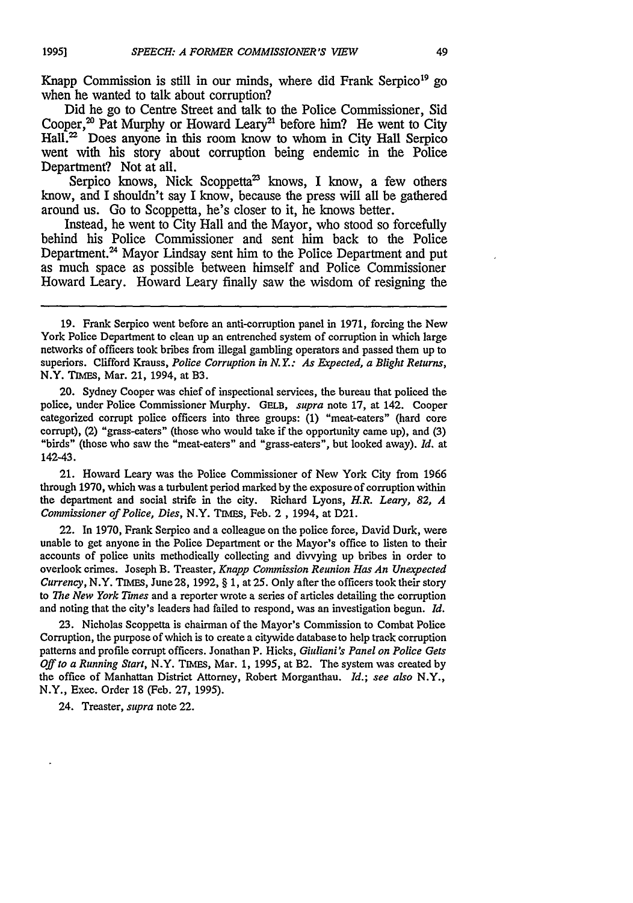Knapp Commission is still in our minds, where did Frank Serpico[19] go when he wanted to talk about corruption?

Did he go to Centre Street and talk to the Police Commissioner, Sid Cooper,[20] Pat Murphy or Howard Leary[21] before him? He went to City Hall.[22] Does anyone in this room know to whom in City Hall Serpico went with his story about corruption being endemic in the Police Department? Not at all.

Serpico knows, Nick Scoppetta[23] knows, I know, a few others know, and I shouldn't say I know, because the press will all be gathered around us. Go to Scoppetta, he's closer to it, he knows better.

Instead, he went to City Hall and the Mayor, who stood so forcefully behind his Police Commissioner and sent him back to the Police Department.[24] Mayor Lindsay sent him to the Police Department and put as much space as possible between himself and Police Commissioner Howard Leary. Howard Leary finally saw the wisdom of resigning the

---

19. Frank Serpico went before an anti-corruption panel in 1971, forcing the New York Police Department to clean up an entrenched system of corruption in which large networks of officers took bribes from illegal gambling operators and passed them up to superiors. Clifford Krauss, *Police Corruption in N.Y.: As Expected, a Blight Returns*, N.Y. TIMES, Mar. 21, 1994, at B3.

20. Sydney Cooper was chief of inspectional services, the bureau that policed the police, under Police Commissioner Murphy. GELB, *supra* note 17, at 142. Cooper categorized corrupt police officers into three groups: (1) "meat-eaters" (hard core corrupt), (2) "grass-eaters" (those who would take if the opportunity came up), and (3) "birds" (those who saw the "meat-eaters" and "grass-eaters", but looked away). *Id.* at 142-43.

21. Howard Leary was the Police Commissioner of New York City from 1966 through 1970, which was a turbulent period marked by the exposure of corruption within the department and social strife in the city. Richard Lyons, *H.R. Leary, 82, A Commissioner of Police, Dies*, N.Y. TIMES, Feb. 2 , 1994, at D21.

22. In 1970, Frank Serpico and a colleague on the police force, David Durk, were unable to get anyone in the Police Department or the Mayor's office to listen to their accounts of police units methodically collecting and divvying up bribes in order to overlook crimes. Joseph B. Treaster, *Knapp Commission Reunion Has An Unexpected Currency*, N.Y. TIMES, June 28, 1992, § 1, at 25. Only after the officers took their story to *The New York Times* and a reporter wrote a series of articles detailing the corruption and noting that the city's leaders had failed to respond, was an investigation begun. *Id.*

23. Nicholas Scoppetta is chairman of the Mayor's Commission to Combat Police Corruption, the purpose of which is to create a citywide database to help track corruption patterns and profile corrupt officers. Jonathan P. Hicks, *Giuliani's Panel on Police Gets Off to a Running Start*, N.Y. TIMES, Mar. 1, 1995, at B2. The system was created by the office of Manhattan District Attorney, Robert Morganthau. *Id.*; *see also* N.Y., N.Y., Exec. Order 18 (Feb. 27, 1995).

24. Treaster, *supra* note 22.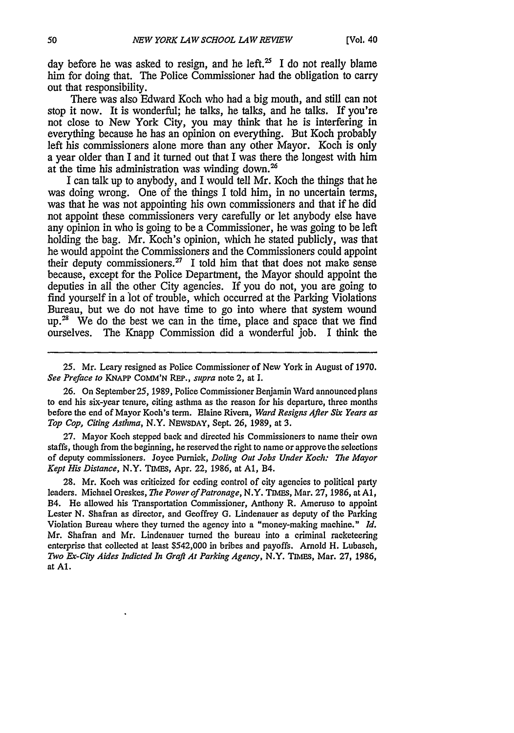day before he was asked to resign, and he left.[25] I do not really blame him for doing that. The Police Commissioner had the obligation to carry out that responsibility.

There was also Edward Koch who had a big mouth, and still can not stop it now. It is wonderful; he talks, he talks, and he talks. If you're not close to New York City, you may think that he is interfering in everything because he has an opinion on everything. But Koch probably left his commissioners alone more than any other Mayor. Koch is only a year older than I and it turned out that I was there the longest with him at the time his administration was winding down.[26]

I can talk up to anybody, and I would tell Mr. Koch the things that he was doing wrong. One of the things I told him, in no uncertain terms, was that he was not appointing his own commissioners and that if he did not appoint these commissioners very carefully or let anybody else have any opinion in who is going to be a Commissioner, he was going to be left holding the bag. Mr. Koch's opinion, which he stated publicly, was that he would appoint the Commissioners and the Commissioners could appoint their deputy commissioners.[27] I told him that that does not make sense because, except for the Police Department, the Mayor should appoint the deputies in all the other City agencies. If you do not, you are going to find yourself in a lot of trouble, which occurred at the Parking Violations Bureau, but we do not have time to go into where that system wound up.[28] We do the best we can in the time, place and space that we find ourselves. The Knapp Commission did a wonderful job. I think the

---

25. Mr. Leary resigned as Police Commissioner of New York in August of 1970. *See Preface to* KNAPP COMM'N REP., *supra* note 2, at I.

26. On September 25, 1989, Police Commissioner Benjamin Ward announced plans to end his six-year tenure, citing asthma as the reason for his departure, three months before the end of Mayor Koch's term. Elaine Rivera, *Ward Resigns After Six Years as Top Cop, Citing Asthma*, N.Y. NEWSDAY, Sept. 26, 1989, at 3.

27. Mayor Koch stepped back and directed his Commissioners to name their own staffs, though from the beginning, he reserved the right to name or approve the selections of deputy commissioners. Joyce Purnick, *Doling Out Jobs Under Koch: The Mayor Kept His Distance*, N.Y. TIMES, Apr. 22, 1986, at A1, B4.

28. Mr. Koch was criticized for ceding control of city agencies to political party leaders. Michael Oreskes, *The Power of Patronage*, N.Y. TIMES, Mar. 27, 1986, at A1, B4. He allowed his Transportation Commissioner, Anthony R. Ameruso to appoint Lester N. Shafran as director, and Geoffrey G. Lindenauer as deputy of the Parking Violation Bureau where they turned the agency into a "money-making machine." *Id.* Mr. Shafran and Mr. Lindenauer turned the bureau into a criminal racketeering enterprise that collected at least $542,000 in bribes and payoffs. Arnold H. Lubasch, *Two Ex-City Aides Indicted In Graft At Parking Agency*, N.Y. TIMES, Mar. 27, 1986, at A1.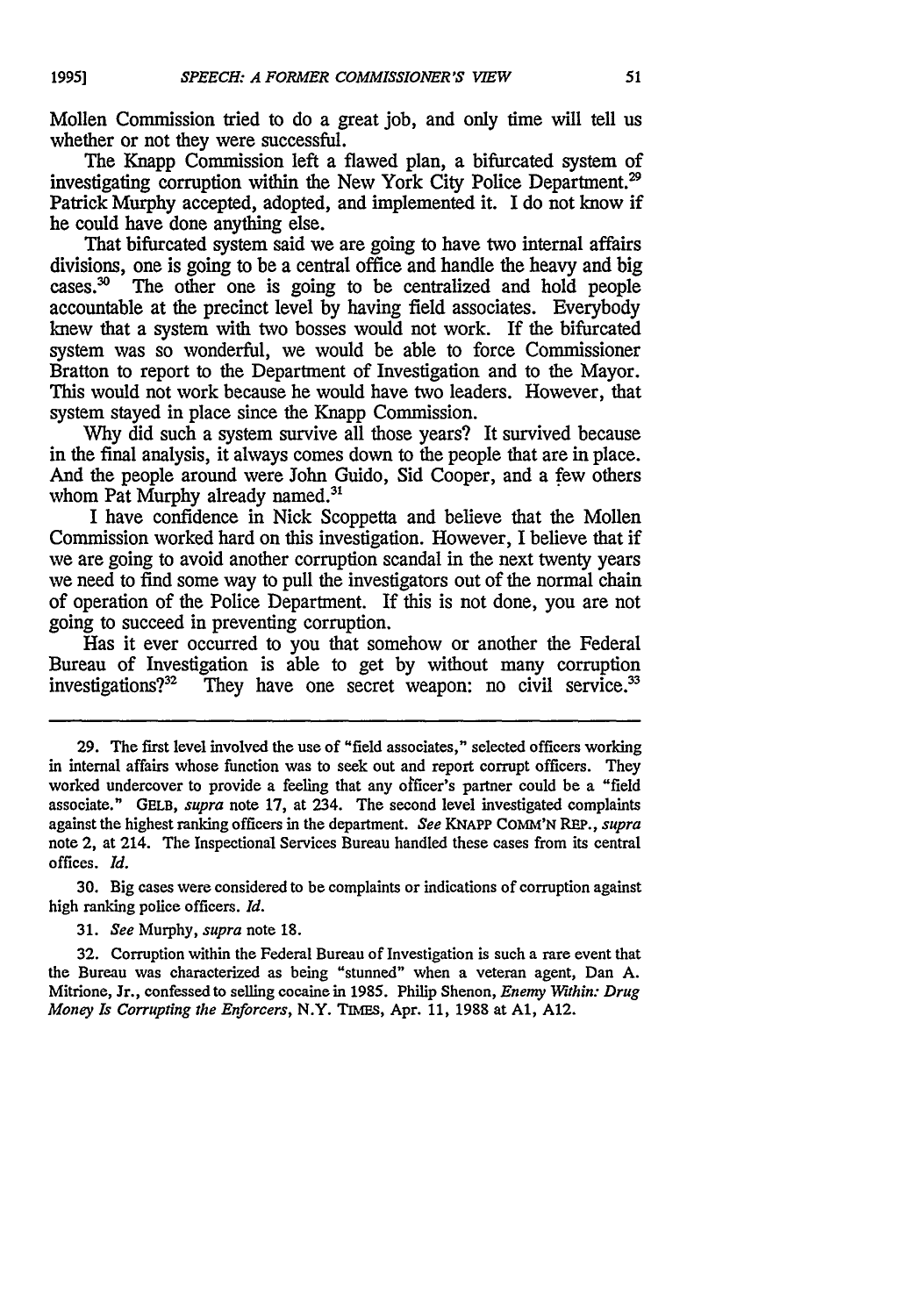Mollen Commission tried to do a great job, and only time will tell us whether or not they were successful.

The Knapp Commission left a flawed plan, a bifurcated system of investigating corruption within the New York City Police Department.[29] Patrick Murphy accepted, adopted, and implemented it. I do not know if he could have done anything else.

That bifurcated system said we are going to have two internal affairs divisions, one is going to be a central office and handle the heavy and big cases.[30] The other one is going to be centralized and hold people accountable at the precinct level by having field associates. Everybody knew that a system with two bosses would not work. If the bifurcated system was so wonderful, we would be able to force Commissioner Bratton to report to the Department of Investigation and to the Mayor. This would not work because he would have two leaders. However, that system stayed in place since the Knapp Commission.

Why did such a system survive all those years? It survived because in the final analysis, it always comes down to the people that are in place. And the people around were John Guido, Sid Cooper, and a few others whom Pat Murphy already named.[31]

I have confidence in Nick Scoppetta and believe that the Mollen Commission worked hard on this investigation. However, I believe that if we are going to avoid another corruption scandal in the next twenty years we need to find some way to pull the investigators out of the normal chain of operation of the Police Department. If this is not done, you are not going to succeed in preventing corruption.

Has it ever occurred to you that somehow or another the Federal Bureau of Investigation is able to get by without many corruption investigations?[32] They have one secret weapon: no civil service.[33]

---

29. The first level involved the use of "field associates," selected officers working in internal affairs whose function was to seek out and report corrupt officers. They worked undercover to provide a feeling that any officer's partner could be a "field associate." GELB, *supra* note 17, at 234. The second level investigated complaints against the highest ranking officers in the department. *See* KNAPP COMM'N REP., *supra* note 2, at 214. The Inspectional Services Bureau handled these cases from its central offices. *Id.*

30. Big cases were considered to be complaints or indications of corruption against high ranking police officers. *Id.*

31. *See* Murphy, *supra* note 18.

32. Corruption within the Federal Bureau of Investigation is such a rare event that the Bureau was characterized as being "stunned" when a veteran agent, Dan A. Mitrione, Jr., confessed to selling cocaine in 1985. Philip Shenon, *Enemy Within: Drug Money Is Corrupting the Enforcers*, N.Y. TIMES, Apr. 11, 1988 at A1, A12.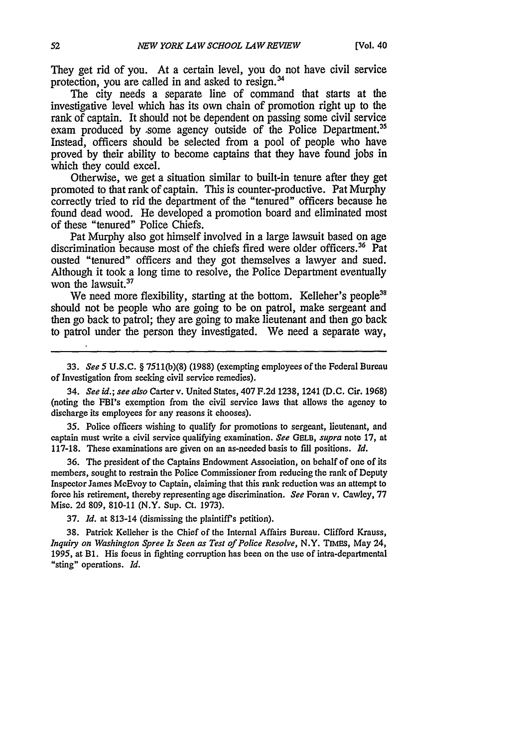They get rid of you. At a certain level, you do not have civil service protection, you are called in and asked to resign.[34]

The city needs a separate line of command that starts at the investigative level which has its own chain of promotion right up to the rank of captain. It should not be dependent on passing some civil service exam produced by some agency outside of the Police Department.[35] Instead, officers should be selected from a pool of people who have proved by their ability to become captains that they have found jobs in which they could excel.

Otherwise, we get a situation similar to built-in tenure after they get promoted to that rank of captain. This is counter-productive. Pat Murphy correctly tried to rid the department of the "tenured" officers because he found dead wood. He developed a promotion board and eliminated most of these "tenured" Police Chiefs.

Pat Murphy also got himself involved in a large lawsuit based on age discrimination because most of the chiefs fired were older officers.[36] Pat ousted "tenured" officers and they got themselves a lawyer and sued. Although it took a long time to resolve, the Police Department eventually won the lawsuit.[37]

We need more flexibility, starting at the bottom. Kelleher's people[38] should not be people who are going to be on patrol, make sergeant and then go back to patrol; they are going to make lieutenant and then go back to patrol under the person they investigated. We need a separate way,

---

33. *See* 5 U.S.C. § 7511(b)(8) (1988) (exempting employees of the Federal Bureau of Investigation from seeking civil service remedies).

34. *See id.*; *see also* Carter v. United States, 407 F.2d 1238, 1241 (D.C. Cir. 1968) (noting the FBI's exemption from the civil service laws that allows the agency to discharge its employees for any reasons it chooses).

35. Police officers wishing to qualify for promotions to sergeant, lieutenant, and captain must write a civil service qualifying examination. *See* GELB, *supra* note 17, at 117-18. These examinations are given on an as-needed basis to fill positions. *Id.*

36. The president of the Captains Endowment Association, on behalf of one of its members, sought to restrain the Police Commissioner from reducing the rank of Deputy Inspector James McEvoy to Captain, claiming that this rank reduction was an attempt to force his retirement, thereby representing age discrimination. *See* Foran v. Cawley, 77 Misc. 2d 809, 810-11 (N.Y. Sup. Ct. 1973).

37. *Id.* at 813-14 (dismissing the plaintiff's petition).

38. Patrick Kelleher is the Chief of the Internal Affairs Bureau. Clifford Krauss, *Inquiry on Washington Spree Is Seen as Test of Police Resolve*, N.Y. TIMES, May 24, 1995, at B1. His focus in fighting corruption has been on the use of intra-departmental "sting" operations. *Id.*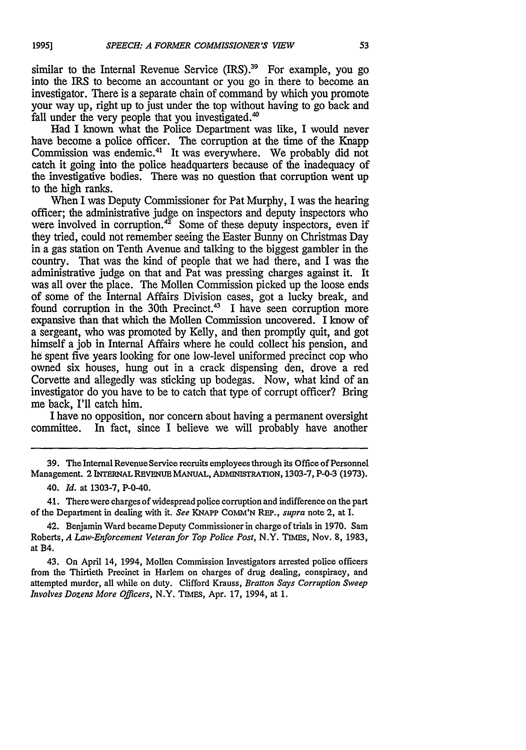similar to the Internal Revenue Service (IRS).[39] For example, you go into the IRS to become an accountant or you go in there to become an investigator. There is a separate chain of command by which you promote your way up, right up to just under the top without having to go back and fall under the very people that you investigated.[40]

Had I known what the Police Department was like, I would never have become a police officer. The corruption at the time of the Knapp Commission was endemic.[41] It was everywhere. We probably did not catch it going into the police headquarters because of the inadequacy of the investigative bodies. There was no question that corruption went up to the high ranks.

When I was Deputy Commissioner for Pat Murphy, I was the hearing officer; the administrative judge on inspectors and deputy inspectors who were involved in corruption.[42] Some of these deputy inspectors, even if they tried, could not remember seeing the Easter Bunny on Christmas Day in a gas station on Tenth Avenue and talking to the biggest gambler in the country. That was the kind of people that we had there, and I was the administrative judge on that and Pat was pressing charges against it. It was all over the place. The Mollen Commission picked up the loose ends of some of the Internal Affairs Division cases, got a lucky break, and found corruption in the 30th Precinct.[43] I have seen corruption more expansive than that which the Mollen Commission uncovered. I know of a sergeant, who was promoted by Kelly, and then promptly quit, and got himself a job in Internal Affairs where he could collect his pension, and he spent five years looking for one low-level uniformed precinct cop who owned six houses, hung out in a crack dispensing den, drove a red Corvette and allegedly was sticking up bodegas. Now, what kind of an investigator do you have to be to catch that type of corrupt officer? Bring me back, I'll catch him.

I have no opposition, nor concern about having a permanent oversight committee. In fact, since I believe we will probably have another

---

39. The Internal Revenue Service recruits employees through its Office of Personnel Management. 2 INTERNAL REVENUE MANUAL, ADMINISTRATION, 1303-7, P-0-3 (1973).

40. *Id.* at 1303-7, P-0-40.

41. There were charges of widespread police corruption and indifference on the part of the Department in dealing with it. *See* KNAPP COMM'N REP., *supra* note 2, at I.

42. Benjamin Ward became Deputy Commissioner in charge of trials in 1970. Sam Roberts, *A Law-Enforcement Veteran for Top Police Post*, N.Y. TIMES, Nov. 8, 1983, at B4.

43. On April 14, 1994, Mollen Commission Investigators arrested police officers from the Thirtieth Precinct in Harlem on charges of drug dealing, conspiracy, and attempted murder, all while on duty. Clifford Krauss, *Bratton Says Corruption Sweep Involves Dozens More Officers*, N.Y. TIMES, Apr. 17, 1994, at 1.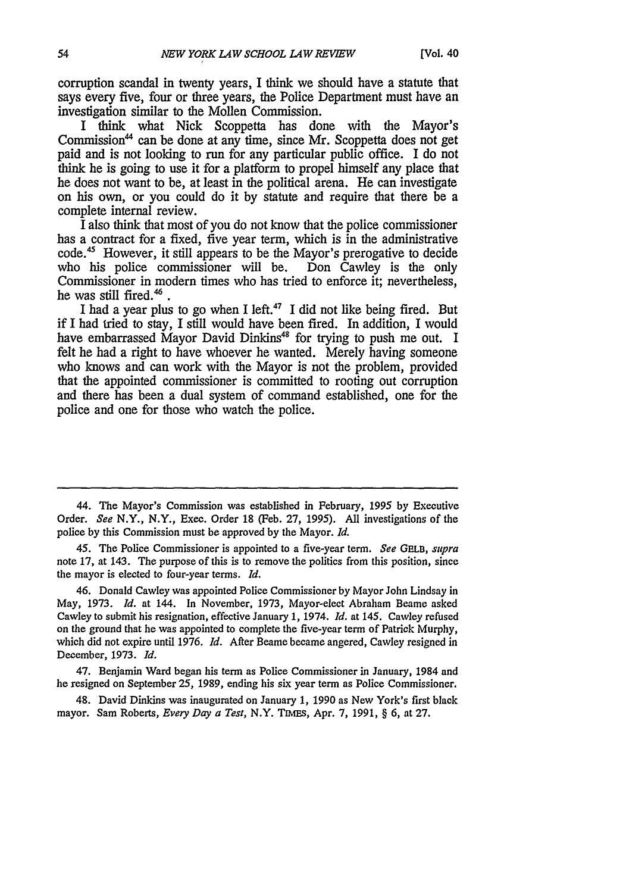corruption scandal in twenty years, I think we should have a statute that says every five, four or three years, the Police Department must have an investigation similar to the Mollen Commission.

I think what Nick Scoppetta has done with the Mayor's Commission[44] can be done at any time, since Mr. Scoppetta does not get paid and is not looking to run for any particular public office. I do not think he is going to use it for a platform to propel himself any place that he does not want to be, at least in the political arena. He can investigate on his own, or you could do it by statute and require that there be a complete internal review.

I also think that most of you do not know that the police commissioner has a contract for a fixed, five year term, which is in the administrative code.[45] However, it still appears to be the Mayor's prerogative to decide who his police commissioner will be. Don Cawley is the only Commissioner in modern times who has tried to enforce it; nevertheless, he was still fired.[46]

I had a year plus to go when I left.[47] I did not like being fired. But if I had tried to stay, I still would have been fired. In addition, I would have embarrassed Mayor David Dinkins[48] for trying to push me out. I felt he had a right to have whoever he wanted. Merely having someone who knows and can work with the Mayor is not the problem, provided that the appointed commissioner is committed to rooting out corruption and there has been a dual system of command established, one for the police and one for those who watch the police.

---

44. The Mayor's Commission was established in February, 1995 by Executive Order. *See* N.Y., N.Y., Exec. Order 18 (Feb. 27, 1995). All investigations of the police by this Commission must be approved by the Mayor. *Id.*

45. The Police Commissioner is appointed to a five-year term. *See* GELB, *supra* note 17, at 143. The purpose of this is to remove the politics from this position, since the mayor is elected to four-year terms. *Id.*

46. Donald Cawley was appointed Police Commissioner by Mayor John Lindsay in May, 1973. *Id.* at 144. In November, 1973, Mayor-elect Abraham Beame asked Cawley to submit his resignation, effective January 1, 1974. *Id.* at 145. Cawley refused on the ground that he was appointed to complete the five-year term of Patrick Murphy, which did not expire until 1976. *Id.* After Beame became angered, Cawley resigned in December, 1973. *Id.*

47. Benjamin Ward began his term as Police Commissioner in January, 1984 and he resigned on September 25, 1989, ending his six year term as Police Commissioner.

48. David Dinkins was inaugurated on January 1, 1990 as New York's first black mayor. Sam Roberts, *Every Day a Test*, N.Y. TIMES, Apr. 7, 1991, § 6, at 27.